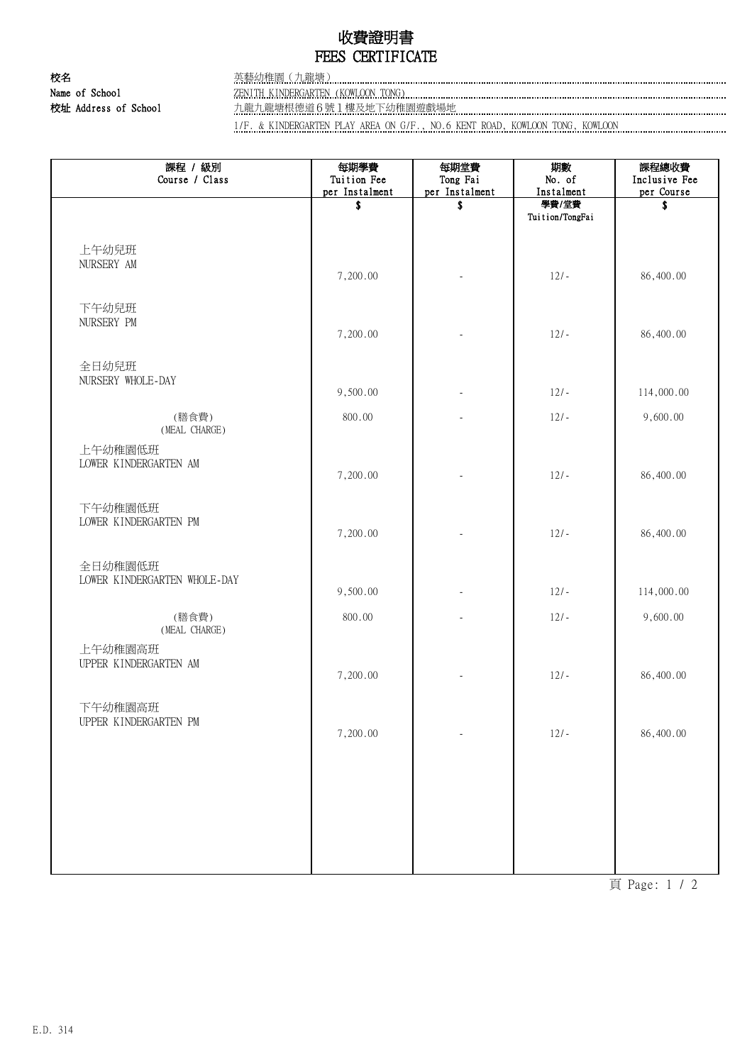# 收費證明書
# FEES CERTIFICATE

校名
Name of School
英藝幼稚園（九龍塘）
ZENITH KINDERGARTEN (KOWLOON TONG)

校址 Address of School
九龍九龍塘根德道６號１樓及地下幼稚園遊戲場地
1/F. & KINDERGARTEN PLAY AREA ON G/F., NO.6 KENT ROAD, KOWLOON TONG, KOWLOON

| 課程 / 級別<br>Course / Class | 每期學費<br>Tuition Fee<br>per Instalment | 每期堂費<br>Tong Fai<br>per Instalment | 期數<br>No. of<br>Instalment | 課程總收費<br>Inclusive Fee<br>per Course |
|---|---|---|---|---|
| | $ | $ | 學費/堂費<br>Tuition/TongFai | $ |
| 上午幼兒班<br>NURSERY AM | 7,200.00 | - | 12/- | 86,400.00 |
| 下午幼兒班<br>NURSERY PM | 7,200.00 | - | 12/- | 86,400.00 |
| 全日幼兒班<br>NURSERY WHOLE-DAY | 9,500.00 | - | 12/- | 114,000.00 |
| (膳食費)<br>(MEAL CHARGE) | 800.00 | - | 12/- | 9,600.00 |
| 上午幼稚園低班<br>LOWER KINDERGARTEN AM | 7,200.00 | - | 12/- | 86,400.00 |
| 下午幼稚園低班<br>LOWER KINDERGARTEN PM | 7,200.00 | - | 12/- | 86,400.00 |
| 全日幼稚園低班<br>LOWER KINDERGARTEN WHOLE-DAY | 9,500.00 | - | 12/- | 114,000.00 |
| (膳食費)<br>(MEAL CHARGE) | 800.00 | - | 12/- | 9,600.00 |
| 上午幼稚園高班<br>UPPER KINDERGARTEN AM | 7,200.00 | - | 12/- | 86,400.00 |
| 下午幼稚園高班<br>UPPER KINDERGARTEN PM | 7,200.00 | - | 12/- | 86,400.00 |

E.D. 314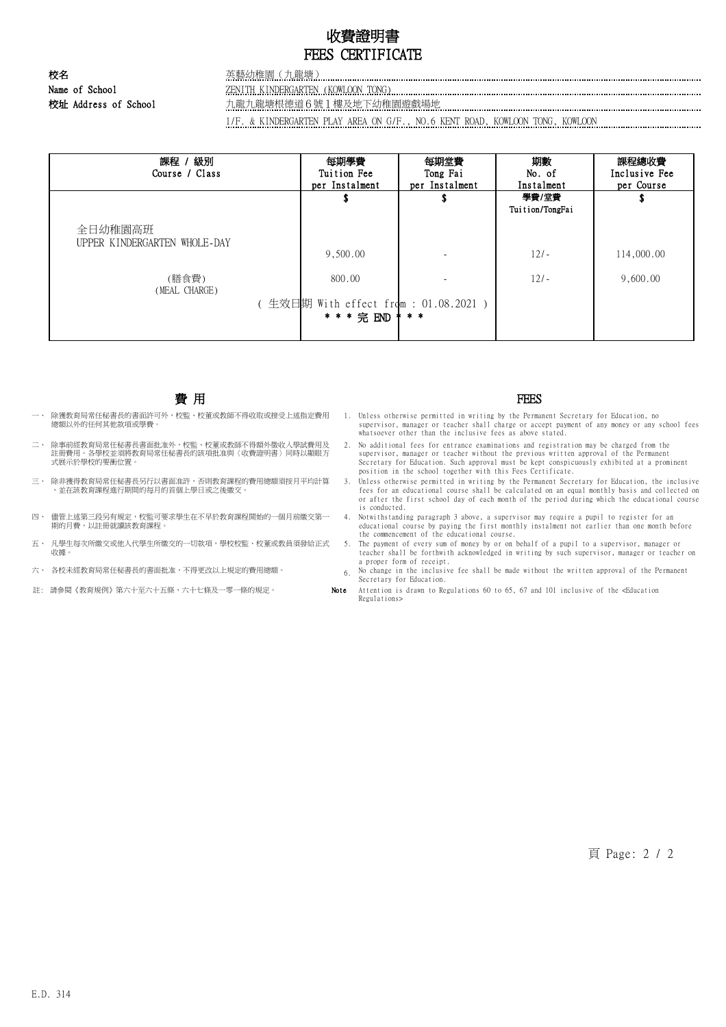# 收費證明書
# FEES CERTIFICATE

**校名**
**Name of School**
英藝幼稚園（九龍塘）
ZENITH KINDERGARTEN (KOWLOON TONG)

**校址 Address of School**
九龍九龍塘根德道６號１樓及地下幼稚園遊戲場地
1/F. & KINDERGARTEN PLAY AREA ON G/F., NO.6 KENT ROAD, KOWLOON TONG, KOWLOON

| 課程 / 級別<br>Course / Class | 每期學費<br>Tuition Fee<br>per Instalment<br>$ | 每期堂費<br>Tong Fai<br>per Instalment<br>$ | 期數<br>No. of<br>Instalment<br>學費/堂費<br>Tuition/TongFai | 課程總收費<br>Inclusive Fee<br>per Course<br>$ |
|---|---|---|---|---|
| 全日幼稚園高班<br>UPPER KINDERGARTEN WHOLE-DAY | 9,500.00 | - | 12/- | 114,000.00 |
| (膳食費)<br>(MEAL CHARGE) | 800.00 | - | 12/- | 9,600.00 |
| ( 生效日期 With effect from : 01.08.2021 ) | | | | |
| * * * 完 END * * * | | | | |

## 費 用

一、 除獲教育局常任秘書長的書面許可外，校監、校董或教師不得收取或接受上述指定費用總額以外的任何其他款項或學費。

二、 除事前經教育局常任秘書長書面批准外，校監、校董或教師不得額外徵收入學試費用及註冊費用。各學校並須將教育局常任秘書長的該項批准與〈收費證明書〉同時以顯眼方式展示於學校的要衝位置。

三、 除非獲得教育局常任秘書長另行以書面准許，否則教育課程的費用總額須按月平均計算，並在該教育課程進行期間的每月的首個上學日或之後繳交。

四、 儘管上述第三段另有規定，校監可要求學生在不早於教育課程開始的一個月前繳交第一期的月費，以註冊就讀該教育課程。

五、 凡學生每次所繳交或他人代學生所繳交的一切款項，學校校監、校董或教員須發給正式收據。

六、 各校未經教育局常任秘書長的書面批准，不得更改以上規定的費用總額。

註: 請參閱《教育規例》第六十至六十五條、六十七條及一零一條的規定。

## FEES

1. Unless otherwise permitted in writing by the Permanent Secretary for Education, no supervisor, manager or teacher shall charge or accept payment of any money or any school fees whatsoever other than the inclusive fees as above stated.

2. No additional fees for entrance examinations and registration may be charged from the supervisor, manager or teacher without the previous written approval of the Permanent Secretary for Education. Such approval must be kept conspicuously exhibited at a prominent position in the school together with this Fees Certificate.

3. Unless otherwise permitted in writing by the Permanent Secretary for Education, the inclusive fees for an educational course shall be calculated on an equal monthly basis and collected on or after the first school day of each month of the period during which the educational course is conducted.

4. Notwithstanding paragraph 3 above, a supervisor may require a pupil to register for an educational course by paying the first monthly instalment not earlier than one month before the commencement of the educational course.

5. The payment of every sum of money by or on behalf of a pupil to a supervisor, manager or teacher shall be forthwith acknowledged in writing by such supervisor, manager or teacher on a proper form of receipt.

6. No change in the inclusive fee shall be made without the written approval of the Permanent Secretary for Education.

**Note** Attention is drawn to Regulations 60 to 65, 67 and 101 inclusive of the <Education Regulations>

E.D. 314